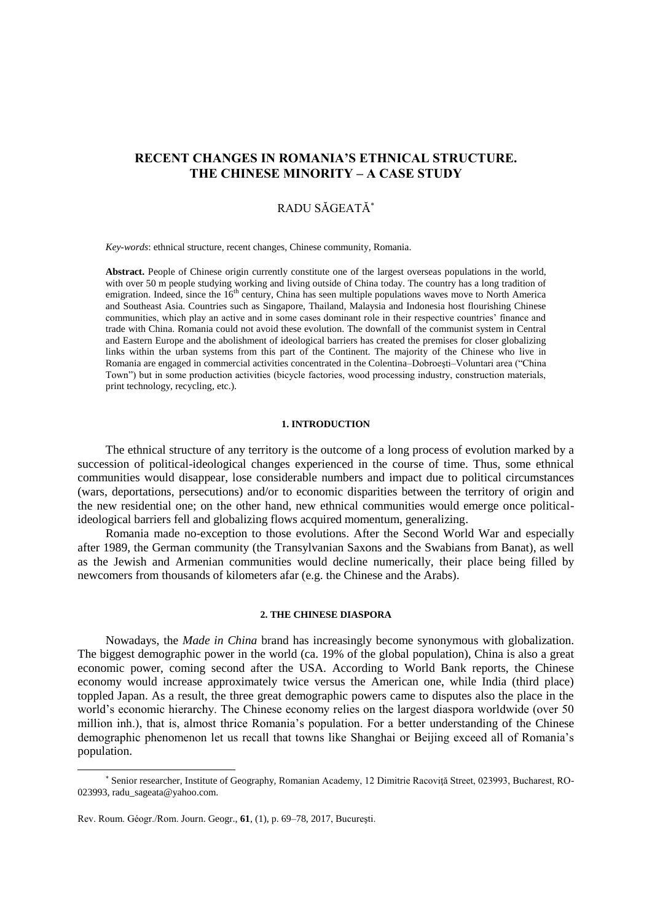# RECENT CHANGES IN ROMANIA'S ETHNICAL STRUCTURE. THE CHINESE MINORITY – A CASE STUDY

RADU SĂGEATĂ[*]

*Key-words*: ethnical structure, recent changes, Chinese community, Romania.

**Abstract.** People of Chinese origin currently constitute one of the largest overseas populations in the world, with over 50 m people studying working and living outside of China today. The country has a long tradition of emigration. Indeed, since the 16th century, China has seen multiple populations waves move to North America and Southeast Asia. Countries such as Singapore, Thailand, Malaysia and Indonesia host flourishing Chinese communities, which play an active and in some cases dominant role in their respective countries' finance and trade with China. Romania could not avoid these evolution. The downfall of the communist system in Central and Eastern Europe and the abolishment of ideological barriers has created the premises for closer globalizing links within the urban systems from this part of the Continent. The majority of the Chinese who live in Romania are engaged in commercial activities concentrated in the Colentina–Dobroeşti–Voluntari area ("China Town") but in some production activities (bicycle factories, wood processing industry, construction materials, print technology, recycling, etc.).

## 1. INTRODUCTION

The ethnical structure of any territory is the outcome of a long process of evolution marked by a succession of political-ideological changes experienced in the course of time. Thus, some ethnical communities would disappear, lose considerable numbers and impact due to political circumstances (wars, deportations, persecutions) and/or to economic disparities between the territory of origin and the new residential one; on the other hand, new ethnical communities would emerge once political-ideological barriers fell and globalizing flows acquired momentum, generalizing.

Romania made no-exception to those evolutions. After the Second World War and especially after 1989, the German community (the Transylvanian Saxons and the Swabians from Banat), as well as the Jewish and Armenian communities would decline numerically, their place being filled by newcomers from thousands of kilometers afar (e.g. the Chinese and the Arabs).

## 2. THE CHINESE DIASPORA

Nowadays, the *Made in China* brand has increasingly become synonymous with globalization. The biggest demographic power in the world (ca. 19% of the global population), China is also a great economic power, coming second after the USA. According to World Bank reports, the Chinese economy would increase approximately twice versus the American one, while India (third place) toppled Japan. As a result, the three great demographic powers came to disputes also the place in the world's economic hierarchy. The Chinese economy relies on the largest diaspora worldwide (over 50 million inh.), that is, almost thrice Romania's population. For a better understanding of the Chinese demographic phenomenon let us recall that towns like Shanghai or Beijing exceed all of Romania's population.

[*] Senior researcher, Institute of Geography, Romanian Academy, 12 Dimitrie Racoviţă Street, 023993, Bucharest, RO-023993, radu_sageata@yahoo.com.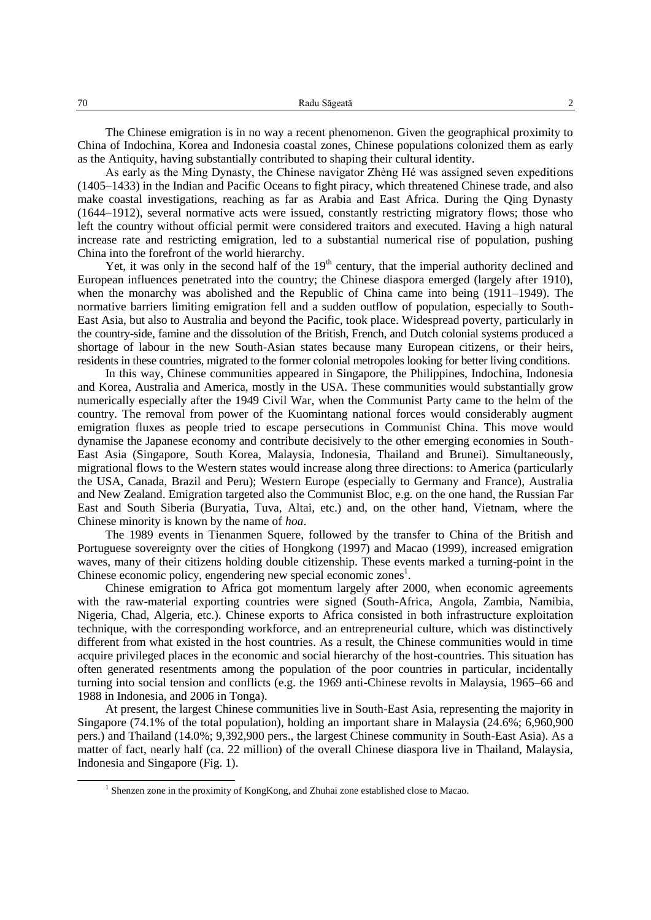The Chinese emigration is in no way a recent phenomenon. Given the geographical proximity to China of Indochina, Korea and Indonesia coastal zones, Chinese populations colonized them as early as the Antiquity, having substantially contributed to shaping their cultural identity.

As early as the Ming Dynasty, the Chinese navigator Zhèng Hé was assigned seven expeditions (1405–1433) in the Indian and Pacific Oceans to fight piracy, which threatened Chinese trade, and also make coastal investigations, reaching as far as Arabia and East Africa. During the Qing Dynasty (1644–1912), several normative acts were issued, constantly restricting migratory flows; those who left the country without official permit were considered traitors and executed. Having a high natural increase rate and restricting emigration, led to a substantial numerical rise of population, pushing China into the forefront of the world hierarchy.

Yet, it was only in the second half of the 19th century, that the imperial authority declined and European influences penetrated into the country; the Chinese diaspora emerged (largely after 1910), when the monarchy was abolished and the Republic of China came into being (1911–1949). The normative barriers limiting emigration fell and a sudden outflow of population, especially to South-East Asia, but also to Australia and beyond the Pacific, took place. Widespread poverty, particularly in the country-side, famine and the dissolution of the British, French, and Dutch colonial systems produced a shortage of labour in the new South-Asian states because many European citizens, or their heirs, residents in these countries, migrated to the former colonial metropoles looking for better living conditions.

In this way, Chinese communities appeared in Singapore, the Philippines, Indochina, Indonesia and Korea, Australia and America, mostly in the USA. These communities would substantially grow numerically especially after the 1949 Civil War, when the Communist Party came to the helm of the country. The removal from power of the Kuomintang national forces would considerably augment emigration fluxes as people tried to escape persecutions in Communist China. This move would dynamise the Japanese economy and contribute decisively to the other emerging economies in South-East Asia (Singapore, South Korea, Malaysia, Indonesia, Thailand and Brunei). Simultaneously, migrational flows to the Western states would increase along three directions: to America (particularly the USA, Canada, Brazil and Peru); Western Europe (especially to Germany and France), Australia and New Zealand. Emigration targeted also the Communist Bloc, e.g. on the one hand, the Russian Far East and South Siberia (Buryatia, Tuva, Altai, etc.) and, on the other hand, Vietnam, where the Chinese minority is known by the name of *hoa*.

The 1989 events in Tienanmen Squere, followed by the transfer to China of the British and Portuguese sovereignty over the cities of Hongkong (1997) and Macao (1999), increased emigration waves, many of their citizens holding double citizenship. These events marked a turning-point in the Chinese economic policy, engendering new special economic zones[1].

Chinese emigration to Africa got momentum largely after 2000, when economic agreements with the raw-material exporting countries were signed (South-Africa, Angola, Zambia, Namibia, Nigeria, Chad, Algeria, etc.). Chinese exports to Africa consisted in both infrastructure exploitation technique, with the corresponding workforce, and an entrepreneurial culture, which was distinctively different from what existed in the host countries. As a result, the Chinese communities would in time acquire privileged places in the economic and social hierarchy of the host-countries. This situation has often generated resentments among the population of the poor countries in particular, incidentally turning into social tension and conflicts (e.g. the 1969 anti-Chinese revolts in Malaysia, 1965–66 and 1988 in Indonesia, and 2006 in Tonga).

At present, the largest Chinese communities live in South-East Asia, representing the majority in Singapore (74.1% of the total population), holding an important share in Malaysia (24.6%; 6,960,900 pers.) and Thailand (14.0%; 9,392,900 pers., the largest Chinese community in South-East Asia). As a matter of fact, nearly half (ca. 22 million) of the overall Chinese diaspora live in Thailand, Malaysia, Indonesia and Singapore (Fig. 1).

---

[1] Shenzen zone in the proximity of KongKong, and Zhuhai zone established close to Macao.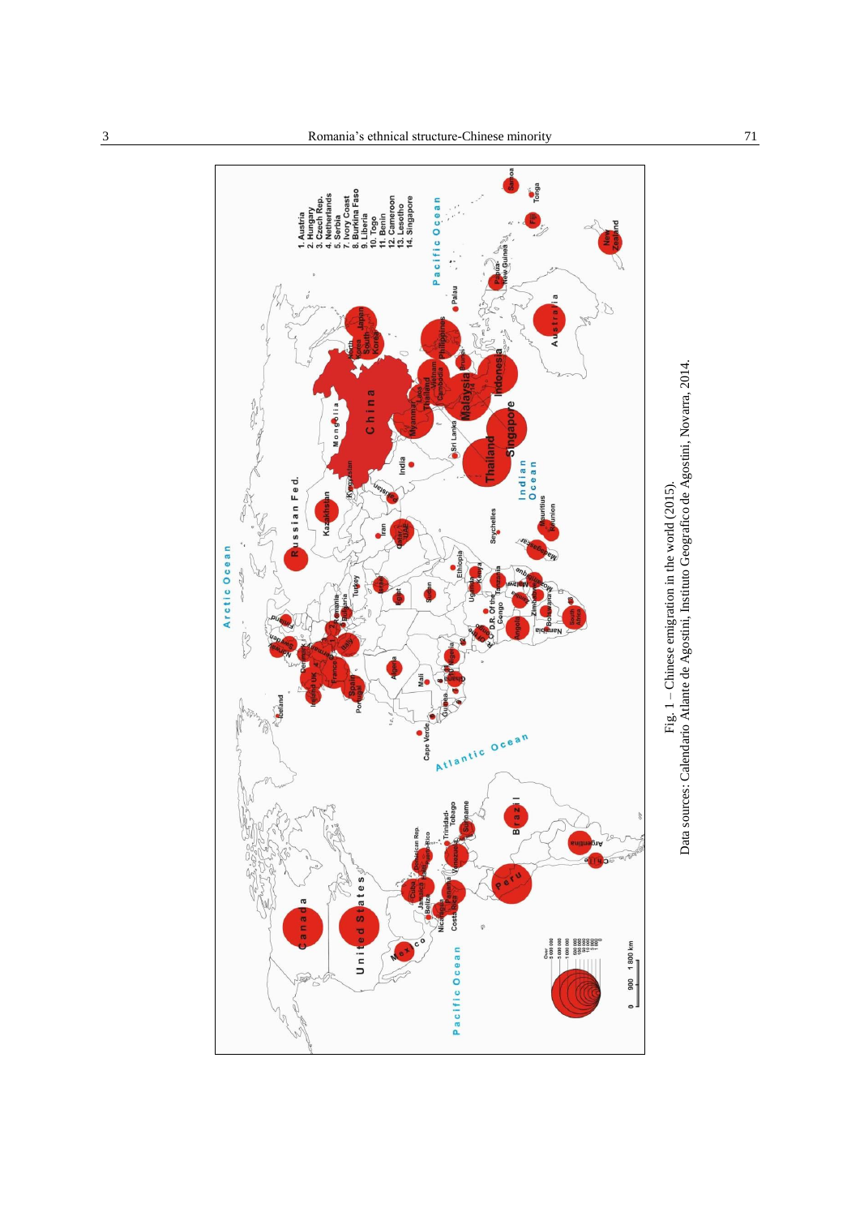Fig. 1 – Chinese emigration in the world (2015).
Data sources: Calendario Atlante de Agostini, Instituto Geografico de Agostini, Novarra, 2014.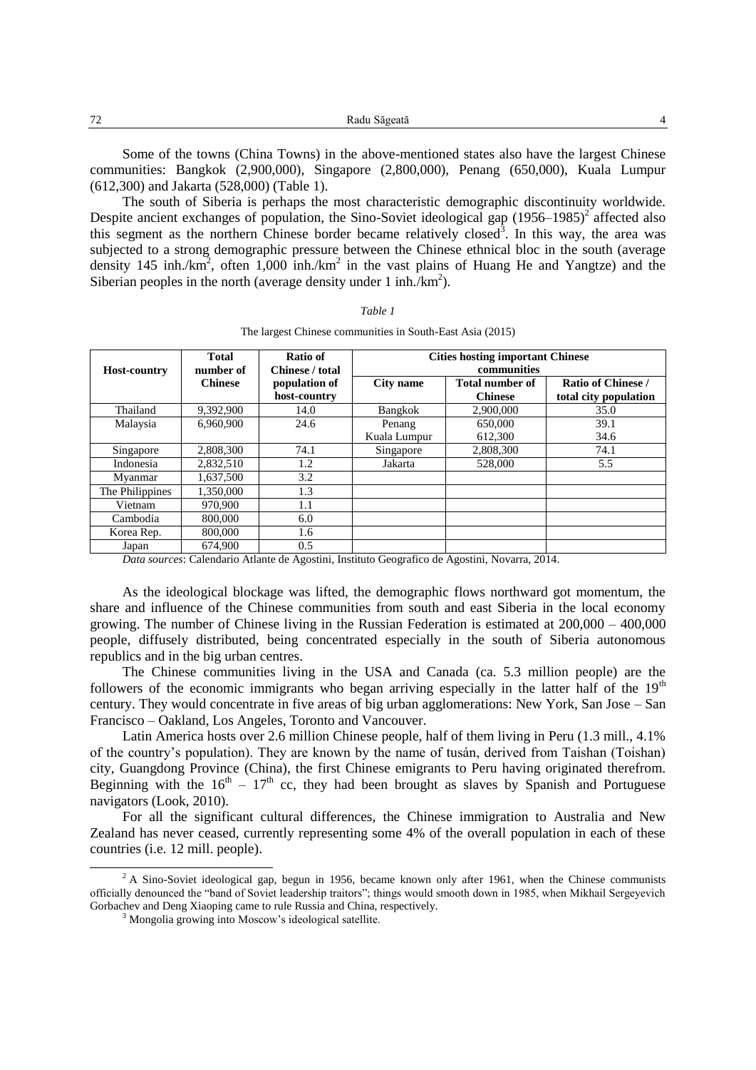Some of the towns (China Towns) in the above-mentioned states also have the largest Chinese communities: Bangkok (2,900,000), Singapore (2,800,000), Penang (650,000), Kuala Lumpur (612,300) and Jakarta (528,000) (Table 1).

The south of Siberia is perhaps the most characteristic demographic discontinuity worldwide. Despite ancient exchanges of population, the Sino-Soviet ideological gap (1956–1985)[2] affected also this segment as the northern Chinese border became relatively closed[3]. In this way, the area was subjected to a strong demographic pressure between the Chinese ethnical bloc in the south (average density 145 inh./km$^2$, often 1,000 inh./km$^2$ in the vast plains of Huang He and Yangtze) and the Siberian peoples in the north (average density under 1 inh./km$^2$).

*Table 1*

The largest Chinese communities in South-East Asia (2015)

| Host-country | Total number of Chinese | Ratio of Chinese / total population of host-country | Cities hosting important Chinese communities | | |
|---|---|---|---|---|---|
| | | | City name | Total number of Chinese | Ratio of Chinese / total city population |
| Thailand | 9,392,900 | 14.0 | Bangkok | 2,900,000 | 35.0 |
| Malaysia | 6,960,900 | 24.6 | Penang | 650,000 | 39.1 |
| | | | Kuala Lumpur | 612,300 | 34.6 |
| Singapore | 2,808,300 | 74.1 | Singapore | 2,808,300 | 74.1 |
| Indonesia | 2,832,510 | 1.2 | Jakarta | 528,000 | 5.5 |
| Myanmar | 1,637,500 | 3.2 | | | |
| The Philippines | 1,350,000 | 1.3 | | | |
| Vietnam | 970,900 | 1.1 | | | |
| Cambodia | 800,000 | 6.0 | | | |
| Korea Rep. | 800,000 | 1.6 | | | |
| Japan | 674,900 | 0.5 | | | |

*Data sources*: Calendario Atlante de Agostini, Instituto Geografico de Agostini, Novarra, 2014.

As the ideological blockage was lifted, the demographic flows northward got momentum, the share and influence of the Chinese communities from south and east Siberia in the local economy growing. The number of Chinese living in the Russian Federation is estimated at 200,000 – 400,000 people, diffusely distributed, being concentrated especially in the south of Siberia autonomous republics and in the big urban centres.

The Chinese communities living in the USA and Canada (ca. 5.3 million people) are the followers of the economic immigrants who began arriving especially in the latter half of the 19[th] century. They would concentrate in five areas of big urban agglomerations: New York, San Jose – San Francisco – Oakland, Los Angeles, Toronto and Vancouver.

Latin America hosts over 2.6 million Chinese people, half of them living in Peru (1.3 mill., 4.1% of the country's population). They are known by the name of tusán, derived from Taishan (Toishan) city, Guangdong Province (China), the first Chinese emigrants to Peru having originated therefrom. Beginning with the 16[th] – 17[th] cc, they had been brought as slaves by Spanish and Portuguese navigators (Look, 2010).

For all the significant cultural differences, the Chinese immigration to Australia and New Zealand has never ceased, currently representing some 4% of the overall population in each of these countries (i.e. 12 mill. people).

[2] A Sino-Soviet ideological gap, begun in 1956, became known only after 1961, when the Chinese communists officially denounced the "band of Soviet leadership traitors"; things would smooth down in 1985, when Mikhail Sergeyevich Gorbachev and Deng Xiaoping came to rule Russia and China, respectively.

[3] Mongolia growing into Moscow's ideological satellite.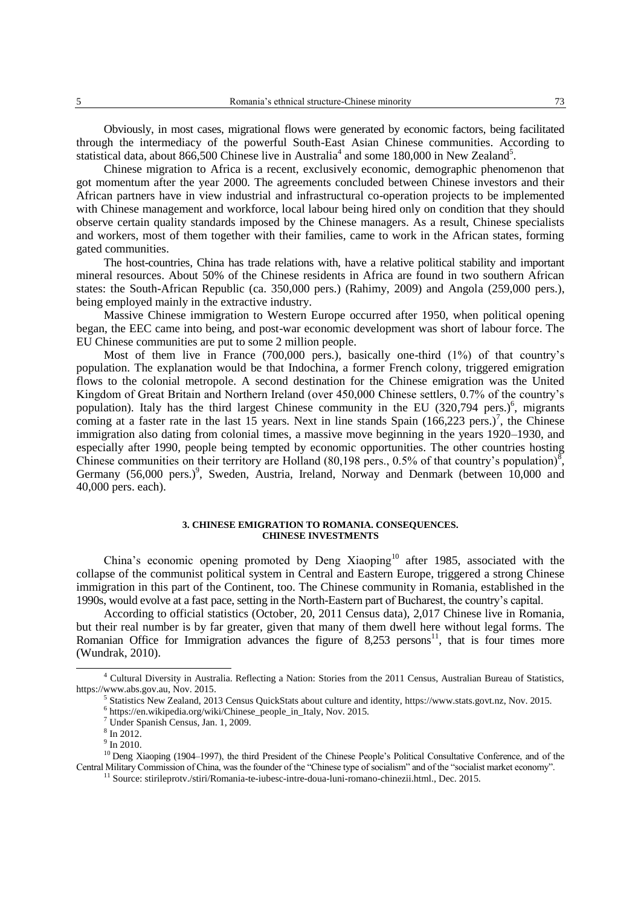Obviously, in most cases, migrational flows were generated by economic factors, being facilitated through the intermediacy of the powerful South-East Asian Chinese communities. According to statistical data, about 866,500 Chinese live in Australia[4] and some 180,000 in New Zealand[5].

Chinese migration to Africa is a recent, exclusively economic, demographic phenomenon that got momentum after the year 2000. The agreements concluded between Chinese investors and their African partners have in view industrial and infrastructural co-operation projects to be implemented with Chinese management and workforce, local labour being hired only on condition that they should observe certain quality standards imposed by the Chinese managers. As a result, Chinese specialists and workers, most of them together with their families, came to work in the African states, forming gated communities.

The host-countries, China has trade relations with, have a relative political stability and important mineral resources. About 50% of the Chinese residents in Africa are found in two southern African states: the South-African Republic (ca. 350,000 pers.) (Rahimy, 2009) and Angola (259,000 pers.), being employed mainly in the extractive industry.

Massive Chinese immigration to Western Europe occurred after 1950, when political opening began, the EEC came into being, and post-war economic development was short of labour force. The EU Chinese communities are put to some 2 million people.

Most of them live in France (700,000 pers.), basically one-third (1%) of that country's population. The explanation would be that Indochina, a former French colony, triggered emigration flows to the colonial metropole. A second destination for the Chinese emigration was the United Kingdom of Great Britain and Northern Ireland (over 450,000 Chinese settlers, 0.7% of the country's population). Italy has the third largest Chinese community in the EU (320,794 pers.)[6], migrants coming at a faster rate in the last 15 years. Next in line stands Spain (166,223 pers.)[7], the Chinese immigration also dating from colonial times, a massive move beginning in the years 1920–1930, and especially after 1990, people being tempted by economic opportunities. The other countries hosting Chinese communities on their territory are Holland (80,198 pers., 0.5% of that country's population)[8], Germany (56,000 pers.)[9], Sweden, Austria, Ireland, Norway and Denmark (between 10,000 and 40,000 pers. each).

## 3. CHINESE EMIGRATION TO ROMANIA. CONSEQUENCES. CHINESE INVESTMENTS

China's economic opening promoted by Deng Xiaoping[10] after 1985, associated with the collapse of the communist political system in Central and Eastern Europe, triggered a strong Chinese immigration in this part of the Continent, too. The Chinese community in Romania, established in the 1990s, would evolve at a fast pace, setting in the North-Eastern part of Bucharest, the country's capital.

According to official statistics (October, 20, 2011 Census data), 2,017 Chinese live in Romania, but their real number is by far greater, given that many of them dwell here without legal forms. The Romanian Office for Immigration advances the figure of 8,253 persons[11], that is four times more (Wundrak, 2010).

---

[4] Cultural Diversity in Australia. Reflecting a Nation: Stories from the 2011 Census, Australian Bureau of Statistics, https://www.abs.gov.au, Nov. 2015.

[5] Statistics New Zealand, 2013 Census QuickStats about culture and identity, https://www.stats.govt.nz, Nov. 2015.

[6] https://en.wikipedia.org/wiki/Chinese_people_in_Italy, Nov. 2015.

[7] Under Spanish Census, Jan. 1, 2009.

[8] In 2012.

[9] In 2010.

[10] Deng Xiaoping (1904–1997), the third President of the Chinese People's Political Consultative Conference, and of the Central Military Commission of China, was the founder of the "Chinese type of socialism" and of the "socialist market economy".

[11] Source: stirileprotv./stiri/Romania-te-iubesc-intre-doua-luni-romano-chinezii.html., Dec. 2015.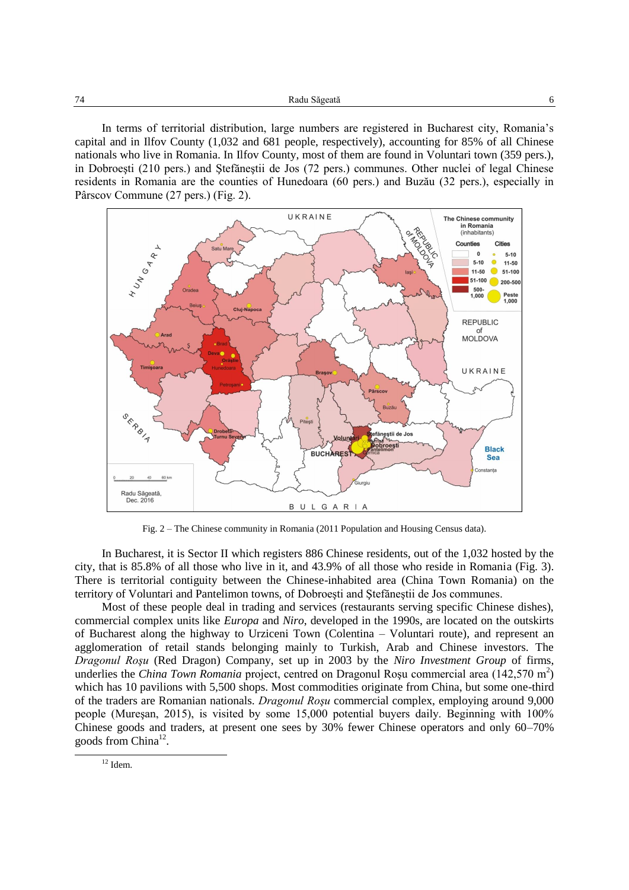In terms of territorial distribution, large numbers are registered in Bucharest city, Romania's capital and in Ilfov County (1,032 and 681 people, respectively), accounting for 85% of all Chinese nationals who live in Romania. In Ilfov County, most of them are found in Voluntari town (359 pers.), in Dobroeşti (210 pers.) and Ştefăneştii de Jos (72 pers.) communes. Other nuclei of legal Chinese residents in Romania are the counties of Hunedoara (60 pers.) and Buzău (32 pers.), especially in Pârscov Commune (27 pers.) (Fig. 2).

Fig. 2 – The Chinese community in Romania (2011 Population and Housing Census data).

In Bucharest, it is Sector II which registers 886 Chinese residents, out of the 1,032 hosted by the city, that is 85.8% of all those who live in it, and 43.9% of all those who reside in Romania (Fig. 3). There is territorial contiguity between the Chinese-inhabited area (China Town Romania) on the territory of Voluntari and Pantelimon towns, of Dobroeşti and Ştefăneştii de Jos communes.

Most of these people deal in trading and services (restaurants serving specific Chinese dishes), commercial complex units like *Europa* and *Niro*, developed in the 1990s, are located on the outskirts of Bucharest along the highway to Urziceni Town (Colentina – Voluntari route), and represent an agglomeration of retail stands belonging mainly to Turkish, Arab and Chinese investors. The *Dragonul Roşu* (Red Dragon) Company, set up in 2003 by the *Niro Investment Group* of firms, underlies the *China Town Romania* project, centred on Dragonul Roşu commercial area (142,570 m$^2$) which has 10 pavilions with 5,500 shops. Most commodities originate from China, but some one-third of the traders are Romanian nationals. *Dragonul Roşu* commercial complex, employing around 9,000 people (Mureşan, 2015), is visited by some 15,000 potential buyers daily. Beginning with 100% Chinese goods and traders, at present one sees by 30% fewer Chinese operators and only 60–70% goods from China[12].

[12] Idem.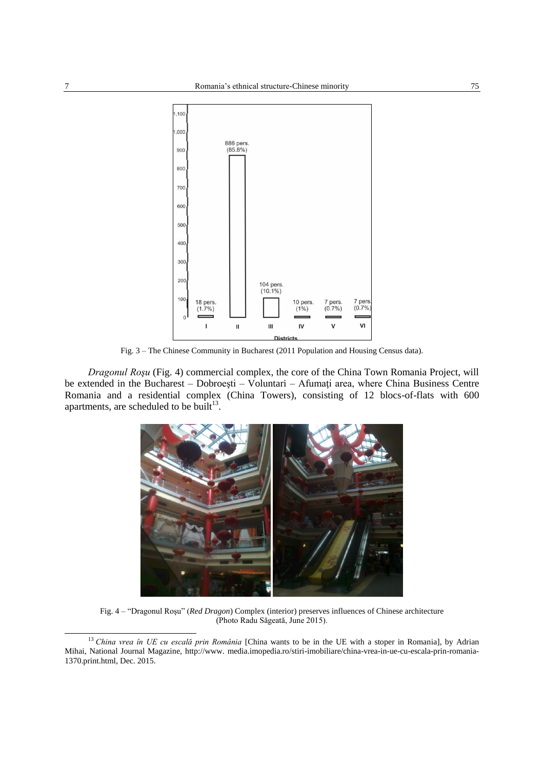Fig. 3 – The Chinese Community in Bucharest (2011 Population and Housing Census data).

*Dragonul Roşu* (Fig. 4) commercial complex, the core of the China Town Romania Project, will be extended in the Bucharest – Dobroeşti – Voluntari – Afumaţi area, where China Business Centre Romania and a residential complex (China Towers), consisting of 12 blocs-of-flats with 600 apartments, are scheduled to be built[13].

Fig. 4 – "Dragonul Roşu" (*Red Dragon*) Complex (interior) preserves influences of Chinese architecture (Photo Radu Săgeată, June 2015).

[13] *China vrea în UE cu escală prin România* [China wants to be in the UE with a stoper in Romania], by Adrian Mihai, National Journal Magazine, http://www. media.imopedia.ro/stiri-imobiliare/china-vrea-in-ue-cu-escala-prin-romania-1370.print.html, Dec. 2015.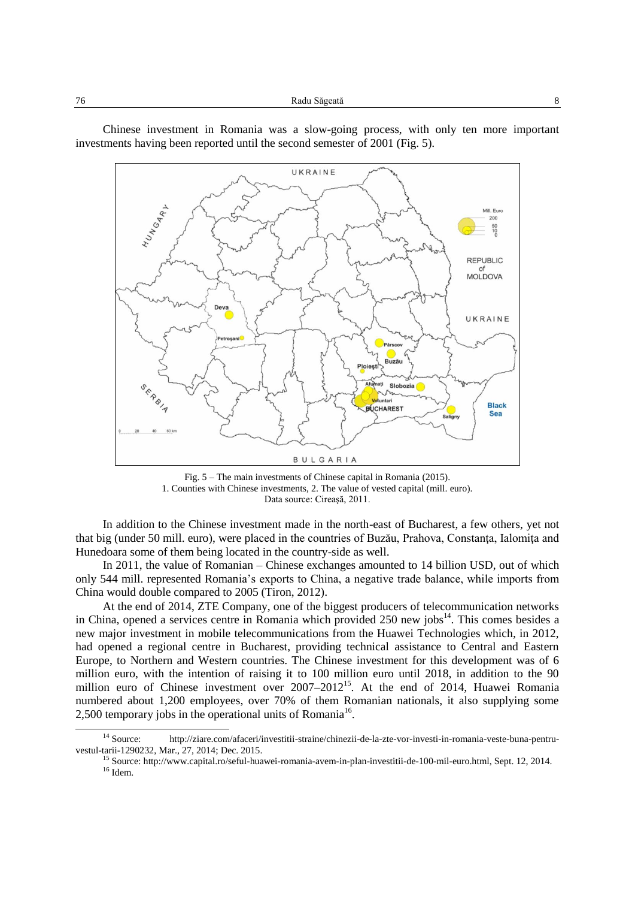Chinese investment in Romania was a slow-going process, with only ten more important investments having been reported until the second semester of 2001 (Fig. 5).

Fig. 5 – The main investments of Chinese capital in Romania (2015).
1. Counties with Chinese investments, 2. The value of vested capital (mill. euro).
Data source: Cireaşă, 2011.

In addition to the Chinese investment made in the north-east of Bucharest, a few others, yet not that big (under 50 mill. euro), were placed in the countries of Buzău, Prahova, Constanţa, Ialomiţa and Hunedoara some of them being located in the country-side as well.

In 2011, the value of Romanian – Chinese exchanges amounted to 14 billion USD, out of which only 544 mill. represented Romania's exports to China, a negative trade balance, while imports from China would double compared to 2005 (Tiron, 2012).

At the end of 2014, ZTE Company, one of the biggest producers of telecommunication networks in China, opened a services centre in Romania which provided 250 new jobs[14]. This comes besides a new major investment in mobile telecommunications from the Huawei Technologies which, in 2012, had opened a regional centre in Bucharest, providing technical assistance to Central and Eastern Europe, to Northern and Western countries. The Chinese investment for this development was of 6 million euro, with the intention of raising it to 100 million euro until 2018, in addition to the 90 million euro of Chinese investment over 2007–2012[15]. At the end of 2014, Huawei Romania numbered about 1,200 employees, over 70% of them Romanian nationals, it also supplying some 2,500 temporary jobs in the operational units of Romania[16].

---

[14] Source: http://ziare.com/afaceri/investitii-straine/chinezii-de-la-zte-vor-investi-in-romania-veste-buna-pentru-vestul-tarii-1290232, Mar., 27, 2014; Dec. 2015.

[15] Source: http://www.capital.ro/seful-huawei-romania-avem-in-plan-investitii-de-100-mil-euro.html, Sept. 12, 2014.

[16] Idem.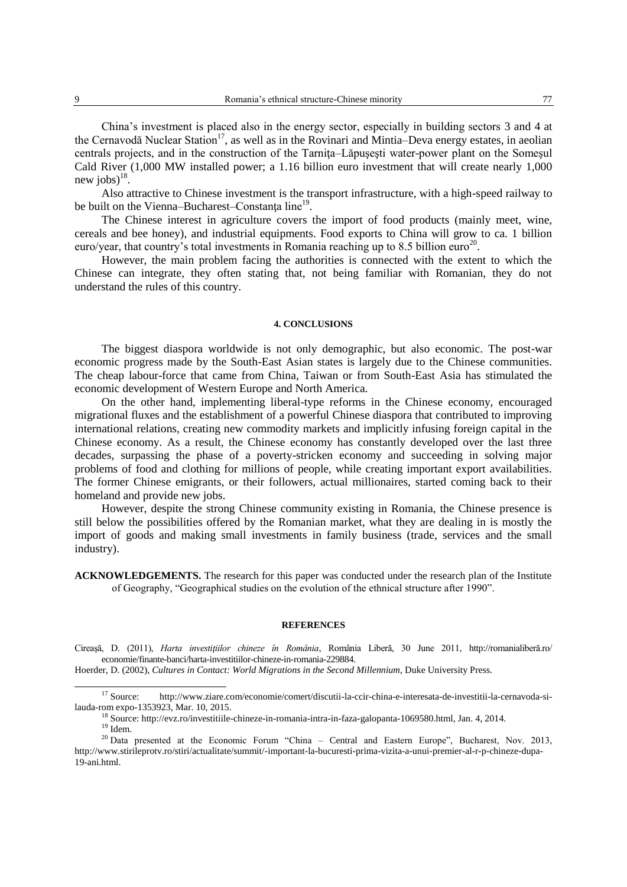China's investment is placed also in the energy sector, especially in building sectors 3 and 4 at the Cernavodă Nuclear Station[17], as well as in the Rovinari and Mintia–Deva energy estates, in aeolian centrals projects, and in the construction of the Tarnița–Lăpușești water-power plant on the Someșul Cald River (1,000 MW installed power; a 1.16 billion euro investment that will create nearly 1,000 new jobs)[18].

Also attractive to Chinese investment is the transport infrastructure, with a high-speed railway to be built on the Vienna–Bucharest–Constanța line[19].

The Chinese interest in agriculture covers the import of food products (mainly meet, wine, cereals and bee honey), and industrial equipments. Food exports to China will grow to ca. 1 billion euro/year, that country's total investments in Romania reaching up to 8.5 billion euro[20].

However, the main problem facing the authorities is connected with the extent to which the Chinese can integrate, they often stating that, not being familiar with Romanian, they do not understand the rules of this country.

## 4. CONCLUSIONS

The biggest diaspora worldwide is not only demographic, but also economic. The post-war economic progress made by the South-East Asian states is largely due to the Chinese communities. The cheap labour-force that came from China, Taiwan or from South-East Asia has stimulated the economic development of Western Europe and North America.

On the other hand, implementing liberal-type reforms in the Chinese economy, encouraged migrational fluxes and the establishment of a powerful Chinese diaspora that contributed to improving international relations, creating new commodity markets and implicitly infusing foreign capital in the Chinese economy. As a result, the Chinese economy has constantly developed over the last three decades, surpassing the phase of a poverty-stricken economy and succeeding in solving major problems of food and clothing for millions of people, while creating important export availabilities. The former Chinese emigrants, or their followers, actual millionaires, started coming back to their homeland and provide new jobs.

However, despite the strong Chinese community existing in Romania, the Chinese presence is still below the possibilities offered by the Romanian market, what they are dealing in is mostly the import of goods and making small investments in family business (trade, services and the small industry).

**ACKNOWLEDGEMENTS.** The research for this paper was conducted under the research plan of the Institute of Geography, "Geographical studies on the evolution of the ethnical structure after 1990".

## REFERENCES

Cireașă, D. (2011), *Harta investițiilor chineze în România*, România Liberă, 30 June 2011, http://romanialiberă.ro/economie/finante-banci/harta-investitiilor-chineze-in-romania-229884.

Hoerder, D. (2002), *Cultures in Contact: World Migrations in the Second Millennium*, Duke University Press.

---

[17] Source: http://www.ziare.com/economie/comert/discutii-la-ccir-china-e-interesata-de-investitii-la-cernavoda-si-lauda-rom expo-1353923, Mar. 10, 2015.

[18] Source: http://evz.ro/investitiile-chineze-in-romania-intra-in-faza-galopanta-1069580.html, Jan. 4, 2014.

[19] Idem.

[20] Data presented at the Economic Forum "China – Central and Eastern Europe", Bucharest, Nov. 2013, http://www.stirileprotv.ro/stiri/actualitate/summit/-important-la-bucuresti-prima-vizita-a-unui-premier-al-r-p-chineze-dupa-19-ani.html.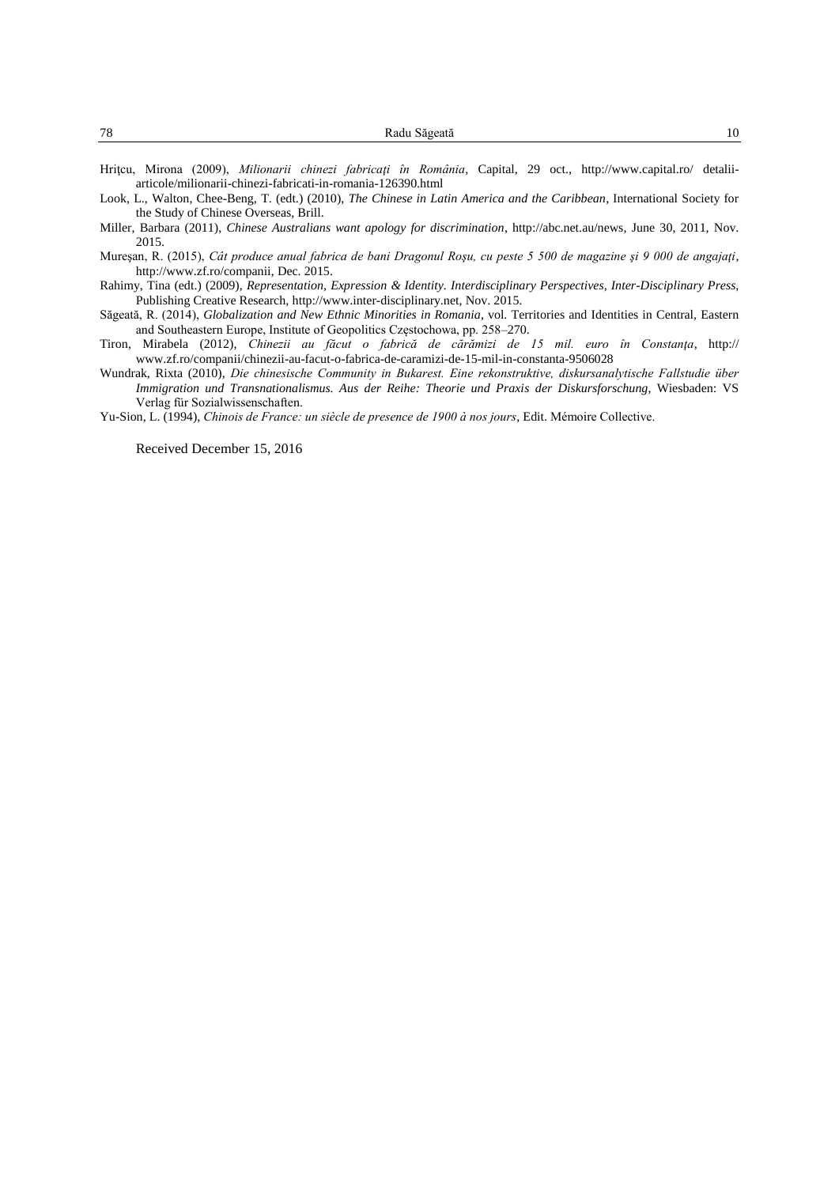Hriţcu, Mirona (2009), *Milionarii chinezi fabricaţi în România*, Capital, 29 oct., http://www.capital.ro/ detalii-articole/milionarii-chinezi-fabricati-in-romania-126390.html

Look, L., Walton, Chee-Beng, T. (edt.) (2010), *The Chinese in Latin America and the Caribbean*, International Society for the Study of Chinese Overseas, Brill.

Miller, Barbara (2011), *Chinese Australians want apology for discrimination*, http://abc.net.au/news, June 30, 2011, Nov. 2015.

Mureşan, R. (2015), *Cât produce anual fabrica de bani Dragonul Roşu, cu peste 5 500 de magazine şi 9 000 de angajaţi*, http://www.zf.ro/companii, Dec. 2015.

Rahimy, Tina (edt.) (2009), *Representation, Expression & Identity. Interdisciplinary Perspectives, Inter-Disciplinary Press*, Publishing Creative Research, http://www.inter-disciplinary.net, Nov. 2015.

Săgeată, R. (2014), *Globalization and New Ethnic Minorities in Romania*, vol. Territories and Identities in Central, Eastern and Southeastern Europe, Institute of Geopolitics Częstochowa, pp. 258–270.

Tiron, Mirabela (2012), *Chinezii au făcut o fabrică de cărămizi de 15 mil. euro în Constanţa*, http:// www.zf.ro/companii/chinezii-au-facut-o-fabrica-de-caramizi-de-15-mil-in-constanta-9506028

Wundrak, Rixta (2010), *Die chinesische Community in Bukarest. Eine rekonstruktive, diskursanalytische Fallstudie über Immigration und Transnationalismus. Aus der Reihe: Theorie und Praxis der Diskursforschung*, Wiesbaden: VS Verlag für Sozialwissenschaften.

Yu-Sion, L. (1994), *Chinois de France: un siècle de presence de 1900 à nos jours*, Edit. Mémoire Collective.

Received December 15, 2016